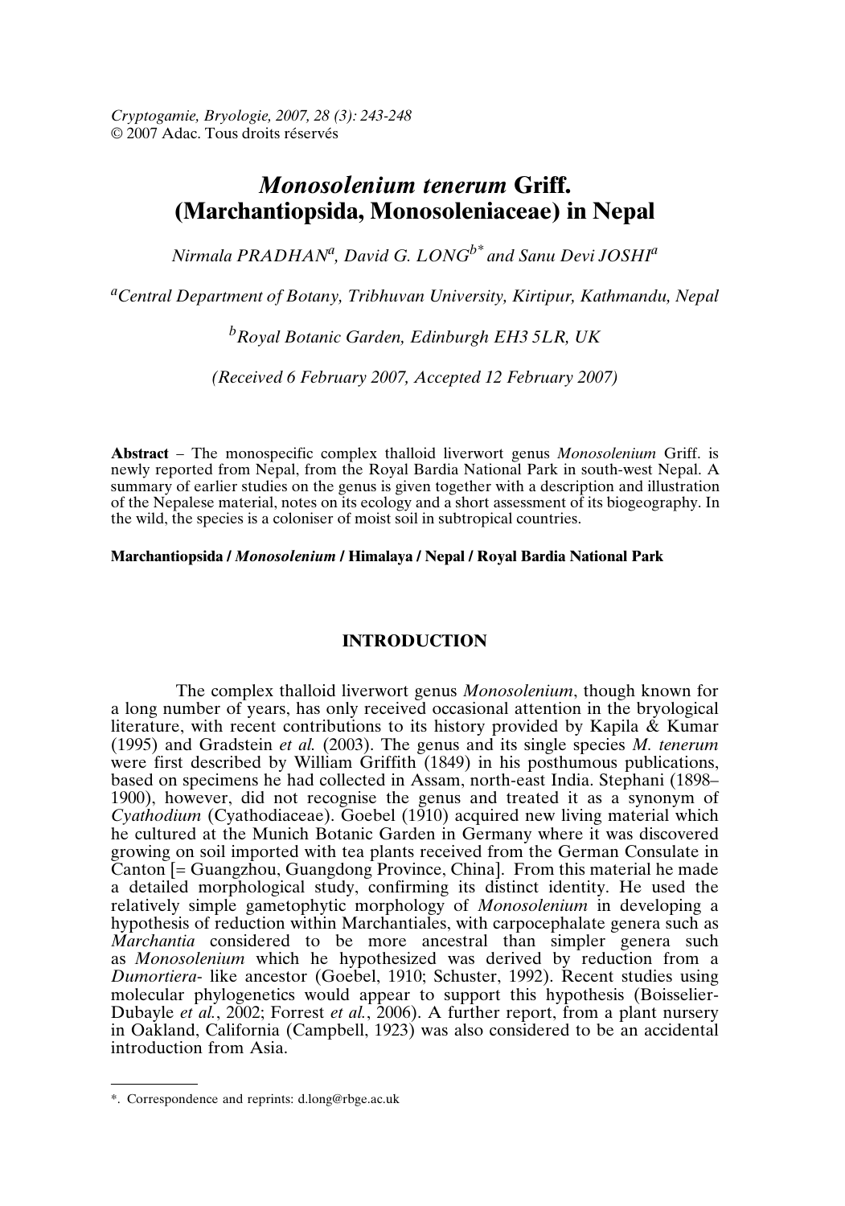*Cryptogamie, Bryologie, 2007, 28 (3): 243-248*
© 2007 Adac. Tous droits réservés

# *Monosolenium tenerum* Griff. (Marchantiopsida, Monosoleniaceae) in Nepal

*Nirmala PRADHAN*[a], *David G. LONG*[b*] *and Sanu Devi JOSHI*[a]

[a]*Central Department of Botany, Tribhuvan University, Kirtipur, Kathmandu, Nepal*

[b]*Royal Botanic Garden, Edinburgh EH3 5LR, UK*

*(Received 6 February 2007, Accepted 12 February 2007)*

**Abstract** – The monospecific complex thalloid liverwort genus *Monosolenium* Griff. is newly reported from Nepal, from the Royal Bardia National Park in south-west Nepal. A summary of earlier studies on the genus is given together with a description and illustration of the Nepalese material, notes on its ecology and a short assessment of its biogeography. In the wild, the species is a coloniser of moist soil in subtropical countries.

**Marchantiopsida / *Monosolenium* / Himalaya / Nepal / Royal Bardia National Park**

## INTRODUCTION

The complex thalloid liverwort genus *Monosolenium*, though known for a long number of years, has only received occasional attention in the bryological literature, with recent contributions to its history provided by Kapila & Kumar (1995) and Gradstein *et al.* (2003). The genus and its single species *M. tenerum* were first described by William Griffith (1849) in his posthumous publications, based on specimens he had collected in Assam, north-east India. Stephani (1898–1900), however, did not recognise the genus and treated it as a synonym of *Cyathodium* (Cyathodiaceae). Goebel (1910) acquired new living material which he cultured at the Munich Botanic Garden in Germany where it was discovered growing on soil imported with tea plants received from the German Consulate in Canton [= Guangzhou, Guangdong Province, China]. From this material he made a detailed morphological study, confirming its distinct identity. He used the relatively simple gametophytic morphology of *Monosolenium* in developing a hypothesis of reduction within Marchantiales, with carpocephalate genera such as *Marchantia* considered to be more ancestral than simpler genera such as *Monosolenium* which he hypothesized was derived by reduction from a *Dumortiera*- like ancestor (Goebel, 1910; Schuster, 1992). Recent studies using molecular phylogenetics would appear to support this hypothesis (Boisselier-Dubayle *et al.*, 2002; Forrest *et al.*, 2006). A further report, from a plant nursery in Oakland, California (Campbell, 1923) was also considered to be an accidental introduction from Asia.

---

*. Correspondence and reprints: d.long@rbge.ac.uk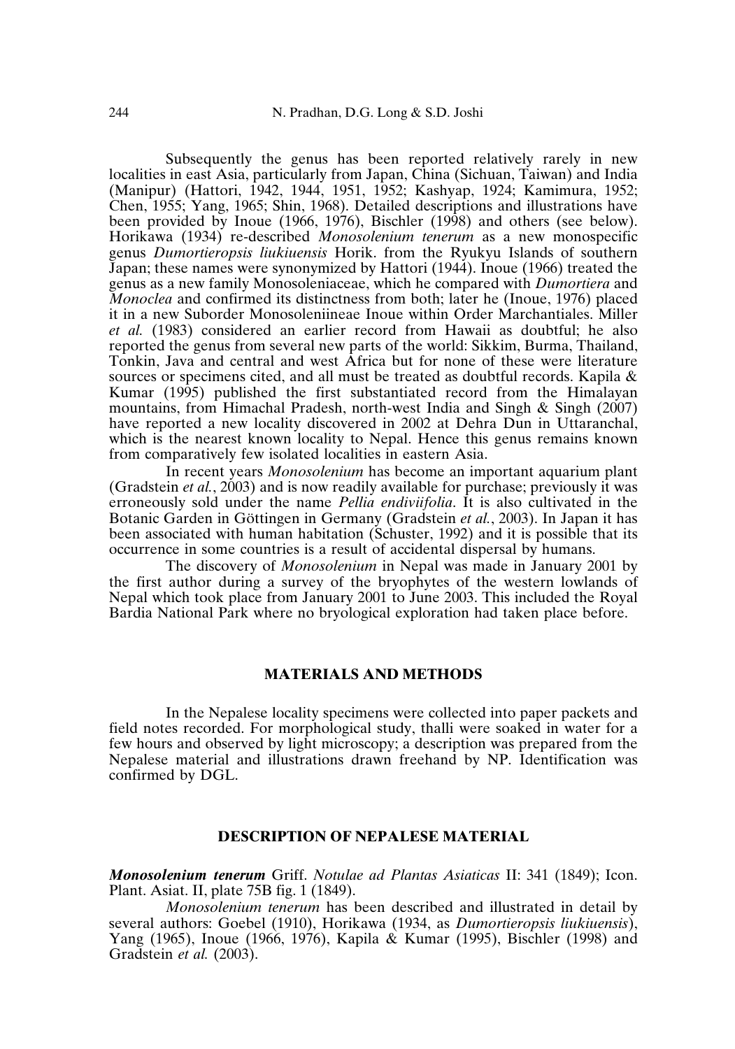Subsequently the genus has been reported relatively rarely in new localities in east Asia, particularly from Japan, China (Sichuan, Taiwan) and India (Manipur) (Hattori, 1942, 1944, 1951, 1952; Kashyap, 1924; Kamimura, 1952; Chen, 1955; Yang, 1965; Shin, 1968). Detailed descriptions and illustrations have been provided by Inoue (1966, 1976), Bischler (1998) and others (see below). Horikawa (1934) re-described *Monosolenium tenerum* as a new monospecific genus *Dumortieropsis liukiuensis* Horik. from the Ryukyu Islands of southern Japan; these names were synonymized by Hattori (1944). Inoue (1966) treated the genus as a new family Monosoleniaceae, which he compared with *Dumortiera* and *Monoclea* and confirmed its distinctness from both; later he (Inoue, 1976) placed it in a new Suborder Monosoleniineae Inoue within Order Marchantiales. Miller *et al.* (1983) considered an earlier record from Hawaii as doubtful; he also reported the genus from several new parts of the world: Sikkim, Burma, Thailand, Tonkin, Java and central and west Africa but for none of these were literature sources or specimens cited, and all must be treated as doubtful records. Kapila & Kumar (1995) published the first substantiated record from the Himalayan mountains, from Himachal Pradesh, north-west India and Singh & Singh (2007) have reported a new locality discovered in 2002 at Dehra Dun in Uttaranchal, which is the nearest known locality to Nepal. Hence this genus remains known from comparatively few isolated localities in eastern Asia.

In recent years *Monosolenium* has become an important aquarium plant (Gradstein *et al.*, 2003) and is now readily available for purchase; previously it was erroneously sold under the name *Pellia endiviifolia*. It is also cultivated in the Botanic Garden in Göttingen in Germany (Gradstein *et al.*, 2003). In Japan it has been associated with human habitation (Schuster, 1992) and it is possible that its occurrence in some countries is a result of accidental dispersal by humans.

The discovery of *Monosolenium* in Nepal was made in January 2001 by the first author during a survey of the bryophytes of the western lowlands of Nepal which took place from January 2001 to June 2003. This included the Royal Bardia National Park where no bryological exploration had taken place before.

## MATERIALS AND METHODS

In the Nepalese locality specimens were collected into paper packets and field notes recorded. For morphological study, thalli were soaked in water for a few hours and observed by light microscopy; a description was prepared from the Nepalese material and illustrations drawn freehand by NP. Identification was confirmed by DGL.

## DESCRIPTION OF NEPALESE MATERIAL

***Monosolenium tenerum*** Griff. *Notulae ad Plantas Asiaticas* II: 341 (1849); Icon. Plant. Asiat. II, plate 75B fig. 1 (1849).

*Monosolenium tenerum* has been described and illustrated in detail by several authors: Goebel (1910), Horikawa (1934, as *Dumortieropsis liukiuensis*), Yang (1965), Inoue (1966, 1976), Kapila & Kumar (1995), Bischler (1998) and Gradstein *et al.* (2003).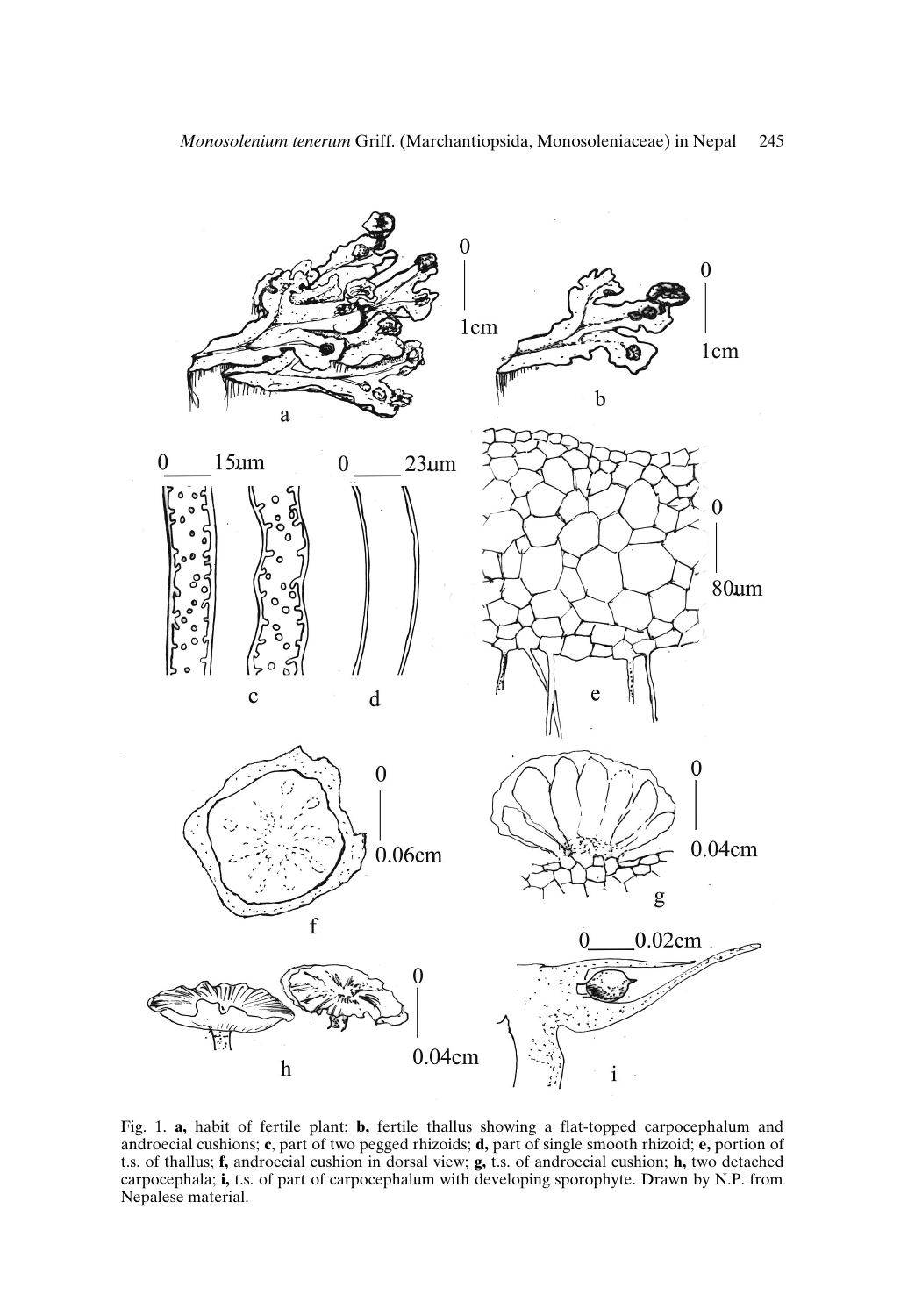Fig. 1. **a,** habit of fertile plant; **b,** fertile thallus showing a flat-topped carpocephalum and androecial cushions; **c**, part of two pegged rhizoids; **d,** part of single smooth rhizoid; **e,** portion of t.s. of thallus; **f,** androecial cushion in dorsal view; **g,** t.s. of androecial cushion; **h,** two detached carpocephala; **i,** t.s. of part of carpocephalum with developing sporophyte. Drawn by N.P. from Nepalese material.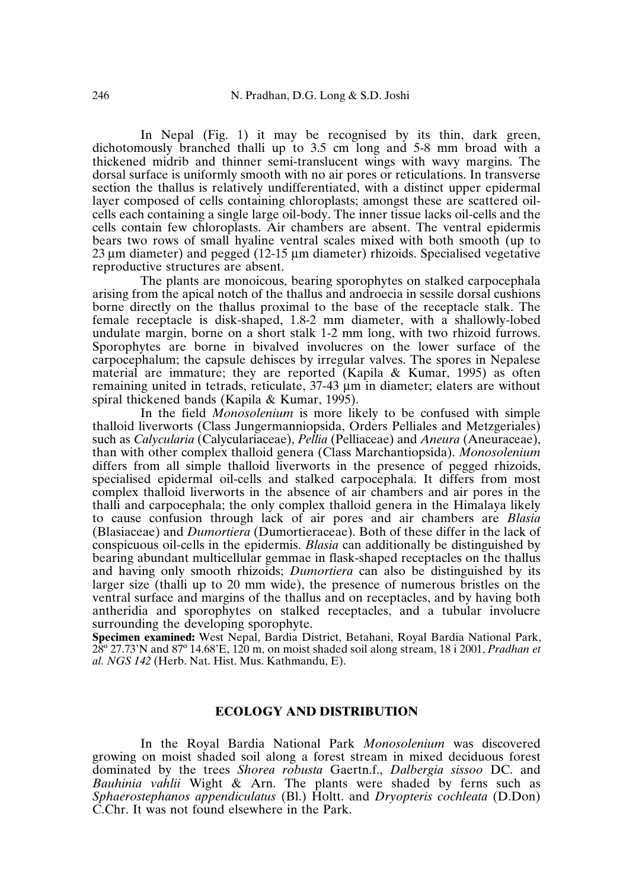In Nepal (Fig. 1) it may be recognised by its thin, dark green, dichotomously branched thalli up to 3.5 cm long and 5-8 mm broad with a thickened midrib and thinner semi-translucent wings with wavy margins. The dorsal surface is uniformly smooth with no air pores or reticulations. In transverse section the thallus is relatively undifferentiated, with a distinct upper epidermal layer composed of cells containing chloroplasts; amongst these are scattered oil-cells each containing a single large oil-body. The inner tissue lacks oil-cells and the cells contain few chloroplasts. Air chambers are absent. The ventral epidermis bears two rows of small hyaline ventral scales mixed with both smooth (up to 23 µm diameter) and pegged (12-15 µm diameter) rhizoids. Specialised vegetative reproductive structures are absent.

The plants are monoicous, bearing sporophytes on stalked carpocephala arising from the apical notch of the thallus and androecia in sessile dorsal cushions borne directly on the thallus proximal to the base of the receptacle stalk. The female receptacle is disk-shaped, 1.8-2 mm diameter, with a shallowly-lobed undulate margin, borne on a short stalk 1-2 mm long, with two rhizoid furrows. Sporophytes are borne in bivalved involucres on the lower surface of the carpocephalum; the capsule dehisces by irregular valves. The spores in Nepalese material are immature; they are reported (Kapila & Kumar, 1995) as often remaining united in tetrads, reticulate, 37-43 µm in diameter; elaters are without spiral thickened bands (Kapila & Kumar, 1995).

In the field *Monosolenium* is more likely to be confused with simple thalloid liverworts (Class Jungermanniopsida, Orders Pelliales and Metzgeriales) such as *Calycularia* (Calyculariaceae), *Pellia* (Pelliaceae) and *Aneura* (Aneuraceae), than with other complex thalloid genera (Class Marchantiopsida). *Monosolenium* differs from all simple thalloid liverworts in the presence of pegged rhizoids, specialised epidermal oil-cells and stalked carpocephala. It differs from most complex thalloid liverworts in the absence of air chambers and air pores in the thalli and carpocephala; the only complex thalloid genera in the Himalaya likely to cause confusion through lack of air pores and air chambers are *Blasia* (Blasiaceae) and *Dumortiera* (Dumortieraceae). Both of these differ in the lack of conspicuous oil-cells in the epidermis. *Blasia* can additionally be distinguished by bearing abundant multicellular gemmae in flask-shaped receptacles on the thallus and having only smooth rhizoids; *Dumortiera* can also be distinguished by its larger size (thalli up to 20 mm wide), the presence of numerous bristles on the ventral surface and margins of the thallus and on receptacles, and by having both antheridia and sporophytes on stalked receptacles, and a tubular involucre surrounding the developing sporophyte.

**Specimen examined:** West Nepal, Bardia District, Betahani, Royal Bardia National Park, 28º 27.73'N and 87º 14.68'E, 120 m, on moist shaded soil along stream, 18 i 2001, *Pradhan et al. NGS 142* (Herb. Nat. Hist. Mus. Kathmandu, E).

## ECOLOGY AND DISTRIBUTION

In the Royal Bardia National Park *Monosolenium* was discovered growing on moist shaded soil along a forest stream in mixed deciduous forest dominated by the trees *Shorea robusta* Gaertn.f., *Dalbergia sissoo* DC. and *Bauhinia vahlii* Wight & Arn. The plants were shaded by ferns such as *Sphaerostephanos appendiculatus* (Bl.) Holtt. and *Dryopteris cochleata* (D.Don) C.Chr. It was not found elsewhere in the Park.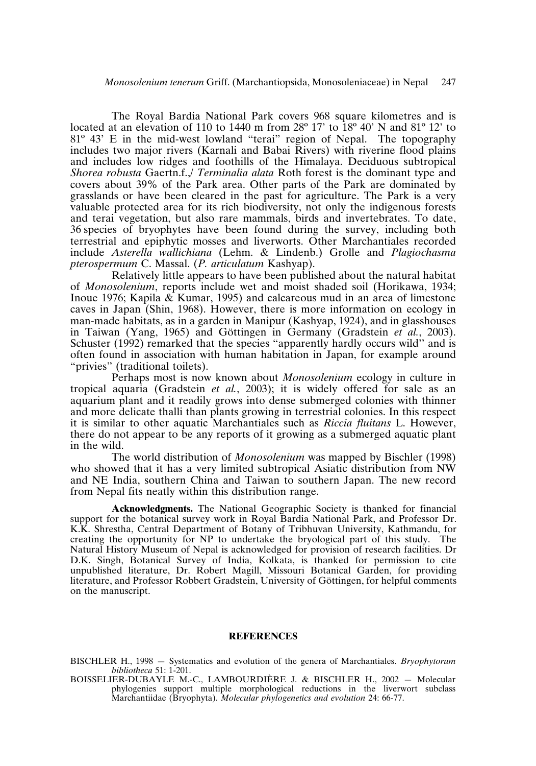The Royal Bardia National Park covers 968 square kilometres and is located at an elevation of 110 to 1440 m from 28º 17' to 18º 40' N and 81º 12' to 81º 43' E in the mid-west lowland "terai" region of Nepal. The topography includes two major rivers (Karnali and Babai Rivers) with riverine flood plains and includes low ridges and foothills of the Himalaya. Deciduous subtropical *Shorea robusta* Gaertn.f.,/ *Terminalia alata* Roth forest is the dominant type and covers about 39% of the Park area. Other parts of the Park are dominated by grasslands or have been cleared in the past for agriculture. The Park is a very valuable protected area for its rich biodiversity, not only the indigenous forests and terai vegetation, but also rare mammals, birds and invertebrates. To date, 36 species of bryophytes have been found during the survey, including both terrestrial and epiphytic mosses and liverworts. Other Marchantiales recorded include *Asterella wallichiana* (Lehm. & Lindenb.) Grolle and *Plagiochasma pterospermum* C. Massal. (*P. articulatum* Kashyap).

Relatively little appears to have been published about the natural habitat of *Monosolenium*, reports include wet and moist shaded soil (Horikawa, 1934; Inoue 1976; Kapila & Kumar, 1995) and calcareous mud in an area of limestone caves in Japan (Shin, 1968). However, there is more information on ecology in man-made habitats, as in a garden in Manipur (Kashyap, 1924), and in glasshouses in Taiwan (Yang, 1965) and Göttingen in Germany (Gradstein *et al.*, 2003). Schuster (1992) remarked that the species "apparently hardly occurs wild'' and is often found in association with human habitation in Japan, for example around "privies" (traditional toilets).

Perhaps most is now known about *Monosolenium* ecology in culture in tropical aquaria (Gradstein *et al.*, 2003); it is widely offered for sale as an aquarium plant and it readily grows into dense submerged colonies with thinner and more delicate thalli than plants growing in terrestrial colonies. In this respect it is similar to other aquatic Marchantiales such as *Riccia fluitans* L. However, there do not appear to be any reports of it growing as a submerged aquatic plant in the wild.

The world distribution of *Monosolenium* was mapped by Bischler (1998) who showed that it has a very limited subtropical Asiatic distribution from NW and NE India, southern China and Taiwan to southern Japan. The new record from Nepal fits neatly within this distribution range.

**Acknowledgments.** The National Geographic Society is thanked for financial support for the botanical survey work in Royal Bardia National Park, and Professor Dr. K.K. Shrestha, Central Department of Botany of Tribhuvan University, Kathmandu, for creating the opportunity for NP to undertake the bryological part of this study. The Natural History Museum of Nepal is acknowledged for provision of research facilities. Dr D.K. Singh, Botanical Survey of India, Kolkata, is thanked for permission to cite unpublished literature, Dr. Robert Magill, Missouri Botanical Garden, for providing literature, and Professor Robbert Gradstein, University of Göttingen, for helpful comments on the manuscript.

## REFERENCES

BISCHLER H., 1998 — Systematics and evolution of the genera of Marchantiales. *Bryophytorum bibliotheca* 51: 1-201.

BOISSELIER-DUBAYLE M.-C., LAMBOURDIÈRE J. & BISCHLER H., 2002 — Molecular phylogenies support multiple morphological reductions in the liverwort subclass Marchantiidae (Bryophyta). *Molecular phylogenetics and evolution* 24: 66-77.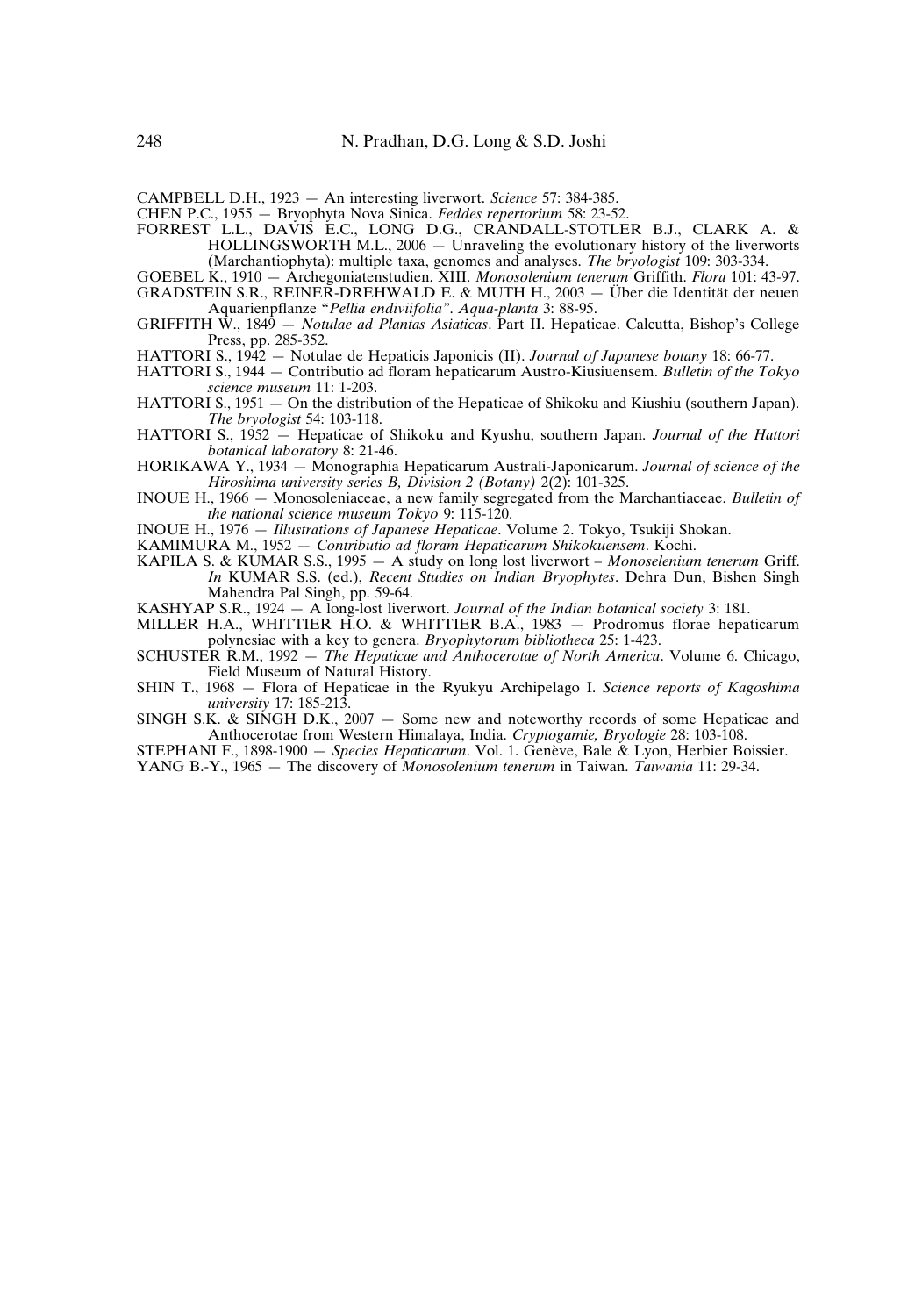CAMPBELL D.H., 1923 — An interesting liverwort. *Science* 57: 384-385.

CHEN P.C., 1955 — Bryophyta Nova Sinica. *Feddes repertorium* 58: 23-52.

FORREST L.L., DAVIS E.C., LONG D.G., CRANDALL-STOTLER B.J., CLARK A. & HOLLINGSWORTH M.L., 2006 — Unraveling the evolutionary history of the liverworts (Marchantiophyta): multiple taxa, genomes and analyses. *The bryologist* 109: 303-334.

GOEBEL K., 1910 — Archegoniatenstudien. XIII. *Monosolenium tenerum* Griffith. *Flora* 101: 43-97.

GRADSTEIN S.R., REINER-DREHWALD E. & MUTH H., 2003 — Über die Identität der neuen Aquarienpflanze "*Pellia endiviifolia*". *Aqua-planta* 3: 88-95.

GRIFFITH W., 1849 — *Notulae ad Plantas Asiaticas*. Part II. Hepaticae. Calcutta, Bishop's College Press, pp. 285-352.

HATTORI S., 1942 — Notulae de Hepaticis Japonicis (II). *Journal of Japanese botany* 18: 66-77.

HATTORI S., 1944 — Contributio ad floram hepaticarum Austro-Kiusiuensem. *Bulletin of the Tokyo science museum* 11: 1-203.

HATTORI S., 1951 — On the distribution of the Hepaticae of Shikoku and Kiushiu (southern Japan). *The bryologist* 54: 103-118.

HATTORI S., 1952 — Hepaticae of Shikoku and Kyushu, southern Japan. *Journal of the Hattori botanical laboratory* 8: 21-46.

HORIKAWA Y., 1934 — Monographia Hepaticarum Australi-Japonicarum. *Journal of science of the Hiroshima university series B, Division 2 (Botany)* 2(2): 101-325.

INOUE H., 1966 — Monosoleniaceae, a new family segregated from the Marchantiaceae. *Bulletin of the national science museum Tokyo* 9: 115-120.

INOUE H., 1976 — *Illustrations of Japanese Hepaticae*. Volume 2. Tokyo, Tsukiji Shokan.

KAMIMURA M., 1952 — *Contributio ad floram Hepaticarum Shikokuensem*. Kochi.

KAPILA S. & KUMAR S.S., 1995 — A study on long lost liverwort – *Monoselenium tenerum* Griff. *In* KUMAR S.S. (ed.), *Recent Studies on Indian Bryophytes*. Dehra Dun, Bishen Singh Mahendra Pal Singh, pp. 59-64.

KASHYAP S.R., 1924 — A long-lost liverwort. *Journal of the Indian botanical society* 3: 181.

MILLER H.A., WHITTIER H.O. & WHITTIER B.A., 1983 — Prodromus florae hepaticarum polynesiae with a key to genera. *Bryophytorum bibliotheca* 25: 1-423.

SCHUSTER R.M., 1992 — *The Hepaticae and Anthocerotae of North America*. Volume 6. Chicago, Field Museum of Natural History.

SHIN T., 1968 — Flora of Hepaticae in the Ryukyu Archipelago I. *Science reports of Kagoshima university* 17: 185-213.

SINGH S.K. & SINGH D.K., 2007 — Some new and noteworthy records of some Hepaticae and Anthocerotae from Western Himalaya, India. *Cryptogamie, Bryologie* 28: 103-108.

STEPHANI F., 1898-1900 — *Species Hepaticarum*. Vol. 1. Genève, Bale & Lyon, Herbier Boissier.

YANG B.-Y., 1965 — The discovery of *Monosolenium tenerum* in Taiwan. *Taiwania* 11: 29-34.